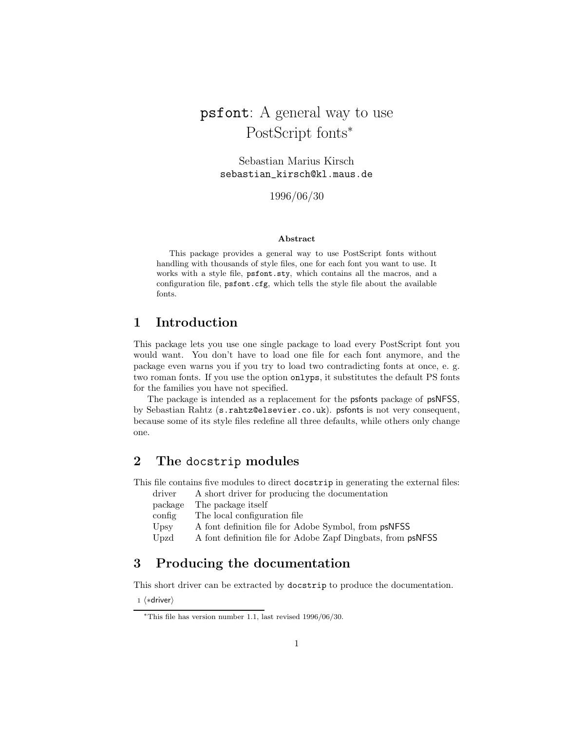# psfont: A general way to use PostScript fonts*

Sebastian Marius Kirsch
sebastian_kirsch@kl.maus.de

1996/06/30

**Abstract**

This package provides a general way to use PostScript fonts without handling with thousands of style files, one for each font you want to use. It works with a style file, psfont.sty, which contains all the macros, and a configuration file, psfont.cfg, which tells the style file about the available fonts.

## 1 Introduction

This package lets you use one single package to load every PostScript font you would want. You don't have to load one file for each font anymore, and the package even warns you if you try to load two contradicting fonts at once, e. g. two roman fonts. If you use the option onlyps, it substitutes the default PS fonts for the families you have not specified.

The package is intended as a replacement for the psfonts package of psNFSS, by Sebastian Rahtz (s.rahtz@elsevier.co.uk). psfonts is not very consequent, because some of its style files redefine all three defaults, while others only change one.

## 2 The docstrip modules

This file contains five modules to direct docstrip in generating the external files:

| | |
|---|---|
| driver | A short driver for producing the documentation |
| package | The package itself |
| config | The local configuration file |
| Upsy | A font definition file for Adobe Symbol, from psNFSS |
| Upzd | A font definition file for Adobe Zapf Dingbats, from psNFSS |

## 3 Producing the documentation

This short driver can be extracted by docstrip to produce the documentation.

```
1 <*driver>
```

*This file has version number 1.1, last revised 1996/06/30.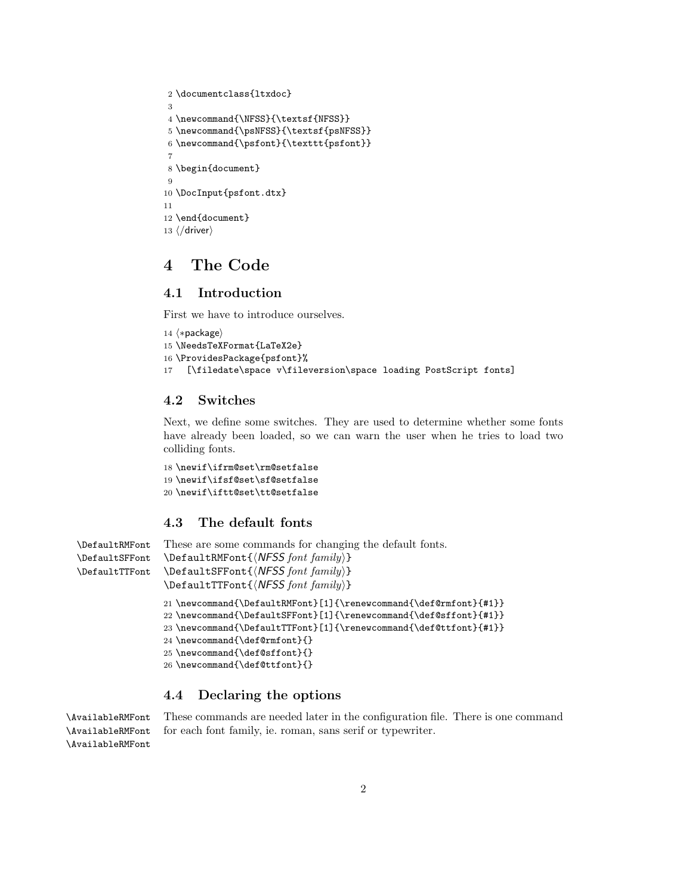```
2 \documentclass{ltxdoc}
3
4 \newcommand{\NFSS}{\textsf{NFSS}}
5 \newcommand{\psNFSS}{\textsf{psNFSS}}
6 \newcommand{\psfont}{\texttt{psfont}}
7
8 \begin{document}
9
10 \DocInput{psfont.dtx}
11
12 \end{document}
13 ⟨/driver⟩
```

# 4 The Code

## 4.1 Introduction

First we have to introduce ourselves.

```
14 ⟨*package⟩
15 \NeedsTeXFormat{LaTeX2e}
16 \ProvidesPackage{psfont}%
17   [\filedate\space v\fileversion\space loading PostScript fonts]
```

## 4.2 Switches

Next, we define some switches. They are used to determine whether some fonts have already been loaded, so we can warn the user when he tries to load two colliding fonts.

```
18 \newif\ifrm@set\rm@setfalse
19 \newif\ifsf@set\sf@setfalse
20 \newif\iftt@set\tt@setfalse
```

## 4.3 The default fonts

`\DefaultRMFont` `\DefaultSFFont` `\DefaultTTFont`

These are some commands for changing the default fonts.

`\DefaultRMFont{`⟨*NFSS font family*⟩`}`
`\DefaultSFFont{`⟨*NFSS font family*⟩`}`
`\DefaultTTFont{`⟨*NFSS font family*⟩`}`

```
21 \newcommand{\DefaultRMFont}[1]{\renewcommand{\def@rmfont}{#1}}
22 \newcommand{\DefaultSFFont}[1]{\renewcommand{\def@sffont}{#1}}
23 \newcommand{\DefaultTTFont}[1]{\renewcommand{\def@ttfont}{#1}}
24 \newcommand{\def@rmfont}{}
25 \newcommand{\def@sffont}{}
26 \newcommand{\def@ttfont}{}
```

## 4.4 Declaring the options

`\AvailableRMFont` `\AvailableRMFont` `\AvailableRMFont`

These commands are needed later in the configuration file. There is one command for each font family, ie. roman, sans serif or typewriter.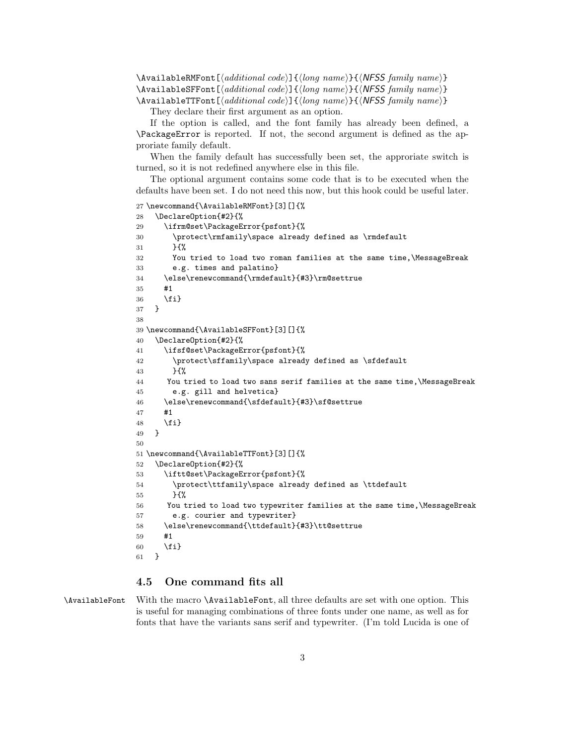```
\AvailableRMFont[⟨additional code⟩]{⟨long name⟩}{⟨NFSS family name⟩}
\AvailableSFFont[⟨additional code⟩]{⟨long name⟩}{⟨NFSS family name⟩}
\AvailableTTFont[⟨additional code⟩]{⟨long name⟩}{⟨NFSS family name⟩}
```

They declare their first argument as an option.

If the option is called, and the font family has already been defined, a `\PackageError` is reported. If not, the second argument is defined as the approriate family default.

When the family default has successfully been set, the approriate switch is turned, so it is not redefined anywhere else in this file.

The optional argument contains some code that is to be executed when the defaults have been set. I do not need this now, but this hook could be useful later.

```
27 \newcommand{\AvailableRMFont}[3][]{%
28   \DeclareOption{#2}{%
29     \ifrm@set\PackageError{psfont}{%
30       \protect\rmfamily\space already defined as \rmdefault
31       }{%
32       You tried to load two roman families at the same time,\MessageBreak
33       e.g. times and palatino}
34     \else\renewcommand{\rmdefault}{#3}\rm@settrue
35     #1
36     \fi}
37   }
38
39 \newcommand{\AvailableSFFont}[3][]{%
40   \DeclareOption{#2}{%
41     \ifsf@set\PackageError{psfont}{%
42       \protect\sffamily\space already defined as \sfdefault
43       }{%
44      You tried to load two sans serif families at the same time,\MessageBreak
45       e.g. gill and helvetica}
46     \else\renewcommand{\sfdefault}{#3}\sf@settrue
47     #1
48     \fi}
49   }
50
51 \newcommand{\AvailableTTFont}[3][]{%
52   \DeclareOption{#2}{%
53     \iftt@set\PackageError{psfont}{%
54       \protect\ttfamily\space already defined as \ttdefault
55       }{%
56      You tried to load two typewriter families at the same time,\MessageBreak
57       e.g. courier and typewriter}
58     \else\renewcommand{\ttdefault}{#3}\tt@settrue
59     #1
60     \fi}
61   }
```

### 4.5 One command fits all

`\AvailableFont` With the macro `\AvailableFont`, all three defaults are set with one option. This is useful for managing combinations of three fonts under one name, as well as for fonts that have the variants sans serif and typewriter. (I'm told Lucida is one of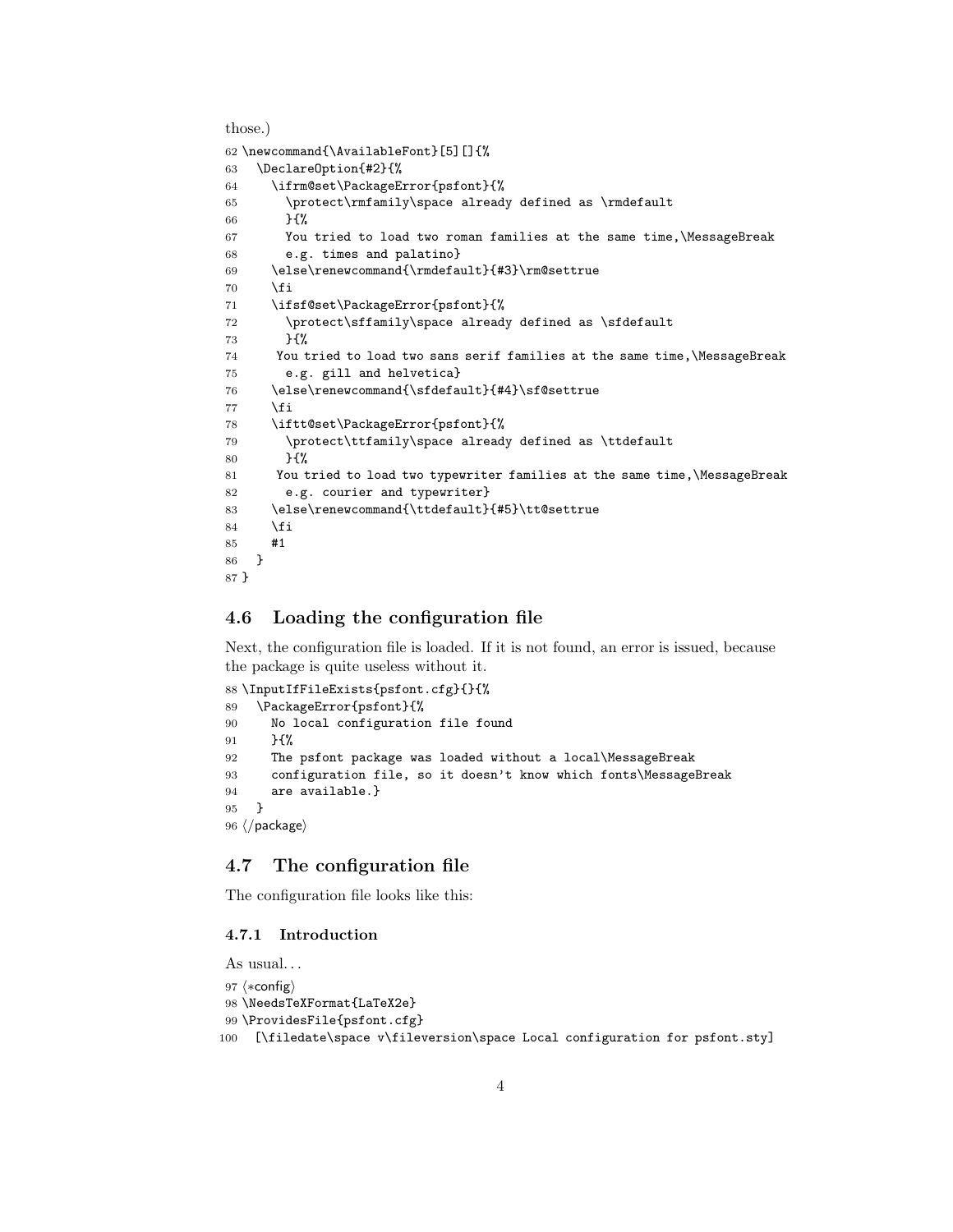those.)

```
62 \newcommand{\AvailableFont}[5][]{%
63   \DeclareOption{#2}{%
64     \ifrm@set\PackageError{psfont}{%
65       \protect\rmfamily\space already defined as \rmdefault
66       }{%
67       You tried to load two roman families at the same time,\MessageBreak
68       e.g. times and palatino}
69     \else\renewcommand{\rmdefault}{#3}\rm@settrue
70     \fi
71     \ifsf@set\PackageError{psfont}{%
72       \protect\sffamily\space already defined as \sfdefault
73       }{%
74      You tried to load two sans serif families at the same time,\MessageBreak
75       e.g. gill and helvetica}
76     \else\renewcommand{\sfdefault}{#4}\sf@settrue
77     \fi
78     \iftt@set\PackageError{psfont}{%
79       \protect\ttfamily\space already defined as \ttdefault
80       }{%
81      You tried to load two typewriter families at the same time,\MessageBreak
82       e.g. courier and typewriter}
83     \else\renewcommand{\ttdefault}{#5}\tt@settrue
84     \fi
85     #1
86   }
87 }
```

### 4.6 Loading the configuration file

Next, the configuration file is loaded. If it is not found, an error is issued, because the package is quite useless without it.

```
88 \InputIfFileExists{psfont.cfg}{}{%
89   \PackageError{psfont}{%
90     No local configuration file found
91     }{%
92     The psfont package was loaded without a local\MessageBreak
93     configuration file, so it doesn't know which fonts\MessageBreak
94     are available.}
95   }
96 </package>
```

### 4.7 The configuration file

The configuration file looks like this:

#### 4.7.1 Introduction

As usual...

```
97 <*config>
98 \NeedsTeXFormat{LaTeX2e}
99 \ProvidesFile{psfont.cfg}
100   [\filedate\space v\fileversion\space Local configuration for psfont.sty]
```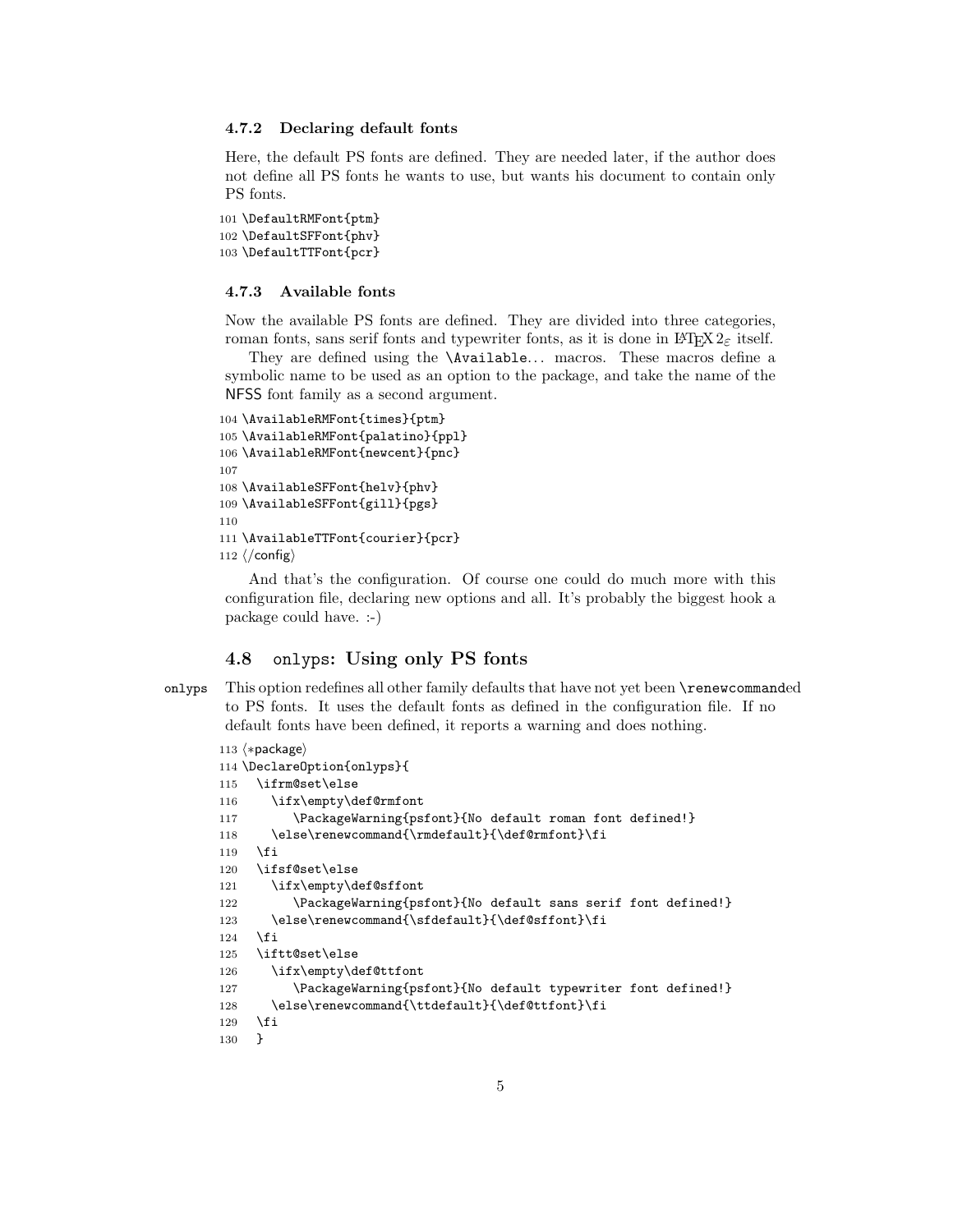### 4.7.2 Declaring default fonts

Here, the default PS fonts are defined. They are needed later, if the author does not define all PS fonts he wants to use, but wants his document to contain only PS fonts.

```
101 \DefaultRMFont{ptm}
102 \DefaultSFFont{phv}
103 \DefaultTTFont{pcr}
```

### 4.7.3 Available fonts

Now the available PS fonts are defined. They are divided into three categories, roman fonts, sans serif fonts and typewriter fonts, as it is done in LaTeX $2_\varepsilon$ itself.

They are defined using the `\Available`... macros. These macros define a symbolic name to be used as an option to the package, and take the name of the NFSS font family as a second argument.

```
104 \AvailableRMFont{times}{ptm}
105 \AvailableRMFont{palatino}{ppl}
106 \AvailableRMFont{newcent}{pnc}
107
108 \AvailableSFFont{helv}{phv}
109 \AvailableSFFont{gill}{pgs}
110
111 \AvailableTTFont{courier}{pcr}
112 ⟨/config⟩
```

And that's the configuration. Of course one could do much more with this configuration file, declaring new options and all. It's probably the biggest hook a package could have. :-)

## 4.8 onlyps: Using only PS fonts

onlyps This option redefines all other family defaults that have not yet been `\renewcommand`ed to PS fonts. It uses the default fonts as defined in the configuration file. If no default fonts have been defined, it reports a warning and does nothing.

```
113 ⟨*package⟩
114 \DeclareOption{onlyps}{
115   \ifrm@set\else
116     \ifx\empty\def@rmfont
117       \PackageWarning{psfont}{No default roman font defined!}
118     \else\renewcommand{\rmdefault}{\def@rmfont}\fi
119   \fi
120   \ifsf@set\else
121     \ifx\empty\def@sffont
122       \PackageWarning{psfont}{No default sans serif font defined!}
123     \else\renewcommand{\sfdefault}{\def@sffont}\fi
124   \fi
125   \iftt@set\else
126     \ifx\empty\def@ttfont
127       \PackageWarning{psfont}{No default typewriter font defined!}
128     \else\renewcommand{\ttdefault}{\def@ttfont}\fi
129   \fi
130   }
```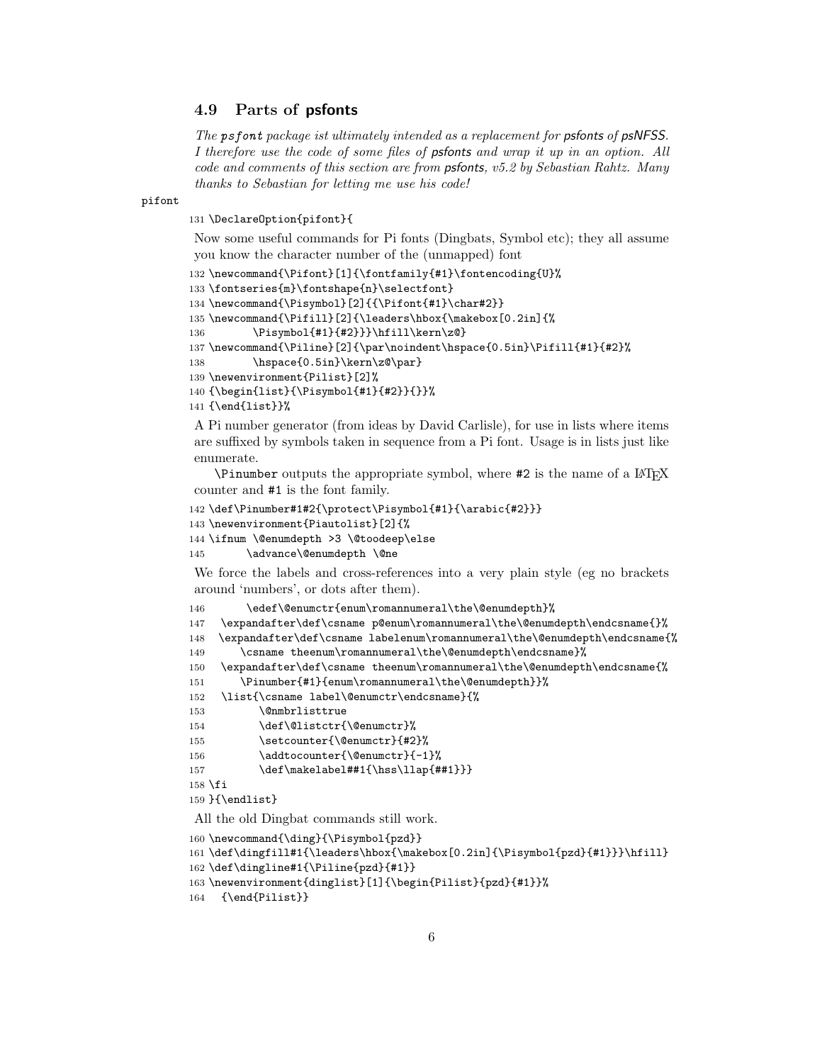### 4.9 Parts of psfonts

*The psfont package ist ultimately intended as a replacement for psfonts of psNFSS. I therefore use the code of some files of psfonts and wrap it up in an option. All code and comments of this section are from psfonts, v5.2 by Sebastian Rahtz. Many thanks to Sebastian for letting me use his code!*

pifont

```
131 \DeclareOption{pifont}{
```

Now some useful commands for Pi fonts (Dingbats, Symbol etc); they all assume you know the character number of the (unmapped) font

```
132 \newcommand{\Pifont}[1]{\fontfamily{#1}\fontencoding{U}%
133 \fontseries{m}\fontshape{n}\selectfont}
134 \newcommand{\Pisymbol}[2]{{\Pifont{#1}\char#2}}
135 \newcommand{\Pifill}[2]{\leaders\hbox{\makebox[0.2in]{%
136       \Pisymbol{#1}{#2}}}\hfill\kern\z@}
137 \newcommand{\Piline}[2]{\par\noindent\hspace{0.5in}\Pifill{#1}{#2}%
138       \hspace{0.5in}\kern\z@\par}
139 \newenvironment{Pilist}[2]%
140 {\begin{list}{\Pisymbol{#1}{#2}}{}}%
141 {\end{list}}%
```

A Pi number generator (from ideas by David Carlisle), for use in lists where items are suffixed by symbols taken in sequence from a Pi font. Usage is in lists just like enumerate.

`\Pinumber` outputs the appropriate symbol, where `#2` is the name of a LaTeX counter and `#1` is the font family.

```
142 \def\Pinumber#1#2{\protect\Pisymbol{#1}{\arabic{#2}}}
143 \newenvironment{Piautolist}[2]{%
144 \ifnum \@enumdepth >3 \@toodeep\else
145       \advance\@enumdepth \@ne
```

We force the labels and cross-references into a very plain style (eg no brackets around 'numbers', or dots after them).

```
146       \edef\@enumctr{enum\romannumeral\the\@enumdepth}%
147   \expandafter\def\csname p@enum\romannumeral\the\@enumdepth\endcsname{}%
148   \expandafter\def\csname labelenum\romannumeral\the\@enumdepth\endcsname{%
149      \csname theenum\romannumeral\the\@enumdepth\endcsname}%
150   \expandafter\def\csname theenum\romannumeral\the\@enumdepth\endcsname{%
151      \Pinumber{#1}{enum\romannumeral\the\@enumdepth}}%
152   \list{\csname label\@enumctr\endcsname}{%
153         \@nmbrlisttrue
154         \def\@listctr{\@enumctr}%
155         \setcounter{\@enumctr}{#2}%
156         \addtocounter{\@enumctr}{-1}%
157         \def\makelabel##1{\hss\llap{##1}}}
158 \fi
159 }{\endlist}
```

All the old Dingbat commands still work.

```
160 \newcommand{\ding}{\Pisymbol{pzd}}
161 \def\dingfill#1{\leaders\hbox{\makebox[0.2in]{\Pisymbol{pzd}{#1}}}\hfill}
162 \def\dingline#1{\Piline{pzd}{#1}}
163 \newenvironment{dinglist}[1]{\begin{Pilist}{pzd}{#1}}%
164   {\end{Pilist}}
```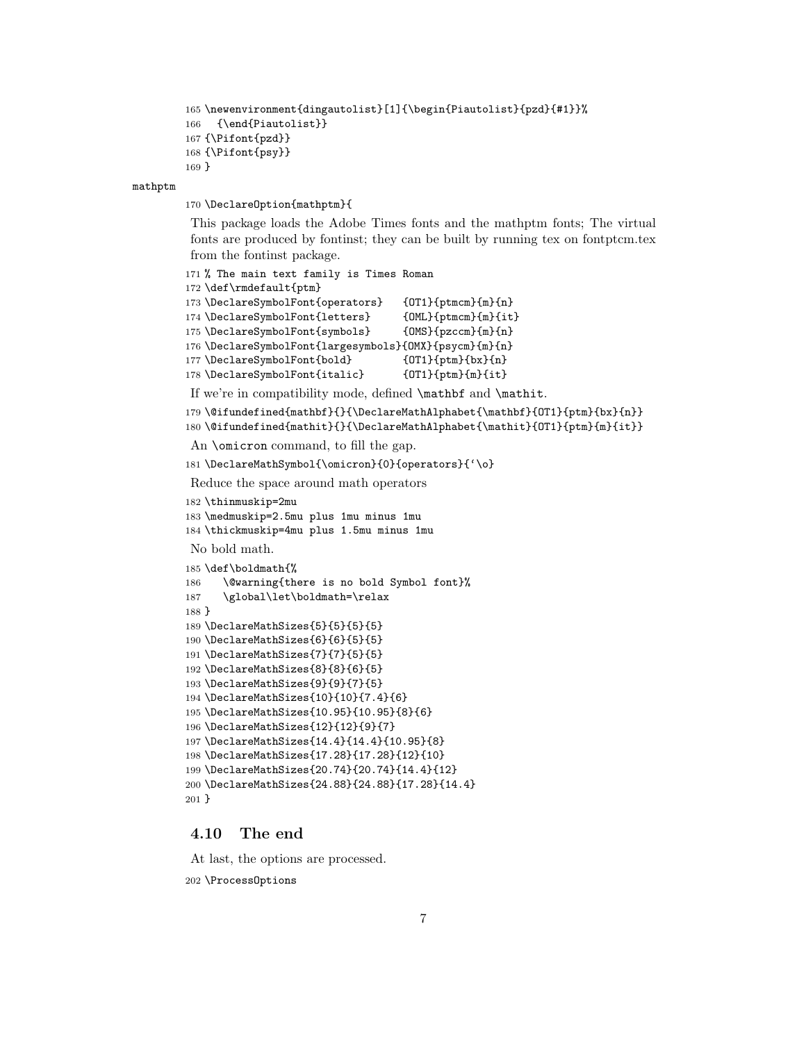```
165 \newenvironment{dingautolist}[1]{\begin{Piautolist}{pzd}{#1}}%
166   {\end{Piautolist}}
167 {\Pifont{pzd}}
168 {\Pifont{psy}}
169 }
```

mathptm

```
170 \DeclareOption{mathptm}{
```

This package loads the Adobe Times fonts and the mathptm fonts; The virtual fonts are produced by fontinst; they can be built by running tex on fontptcm.tex from the fontinst package.

```
171 % The main text family is Times Roman
172 \def\rmdefault{ptm}
173 \DeclareSymbolFont{operators}   {OT1}{ptmcm}{m}{n}
174 \DeclareSymbolFont{letters}     {OML}{ptmcm}{m}{it}
175 \DeclareSymbolFont{symbols}     {OMS}{pzccm}{m}{n}
176 \DeclareSymbolFont{largesymbols}{OMX}{psycm}{m}{n}
177 \DeclareSymbolFont{bold}        {OT1}{ptm}{bx}{n}
178 \DeclareSymbolFont{italic}      {OT1}{ptm}{m}{it}
```

If we're in compatibility mode, defined `\mathbf` and `\mathit`.

```
179 \@ifundefined{mathbf}{}{\DeclareMathAlphabet{\mathbf}{OT1}{ptm}{bx}{n}}
180 \@ifundefined{mathit}{}{\DeclareMathAlphabet{\mathit}{OT1}{ptm}{m}{it}}
```

An `\omicron` command, to fill the gap.

```
181 \DeclareMathSymbol{\omicron}{0}{operators}{`\o}
```

Reduce the space around math operators

```
182 \thinmuskip=2mu
183 \medmuskip=2.5mu plus 1mu minus 1mu
184 \thickmuskip=4mu plus 1.5mu minus 1mu
```

No bold math.

```
185 \def\boldmath{%
186    \@warning{there is no bold Symbol font}%
187    \global\let\boldmath=\relax
188 }
189 \DeclareMathSizes{5}{5}{5}{5}
190 \DeclareMathSizes{6}{6}{5}{5}
191 \DeclareMathSizes{7}{7}{5}{5}
192 \DeclareMathSizes{8}{8}{6}{5}
193 \DeclareMathSizes{9}{9}{7}{5}
194 \DeclareMathSizes{10}{10}{7.4}{6}
195 \DeclareMathSizes{10.95}{10.95}{8}{6}
196 \DeclareMathSizes{12}{12}{9}{7}
197 \DeclareMathSizes{14.4}{14.4}{10.95}{8}
198 \DeclareMathSizes{17.28}{17.28}{12}{10}
199 \DeclareMathSizes{20.74}{20.74}{14.4}{12}
200 \DeclareMathSizes{24.88}{24.88}{17.28}{14.4}
201 }
```

### 4.10 The end

At last, the options are processed.

```
202 \ProcessOptions
```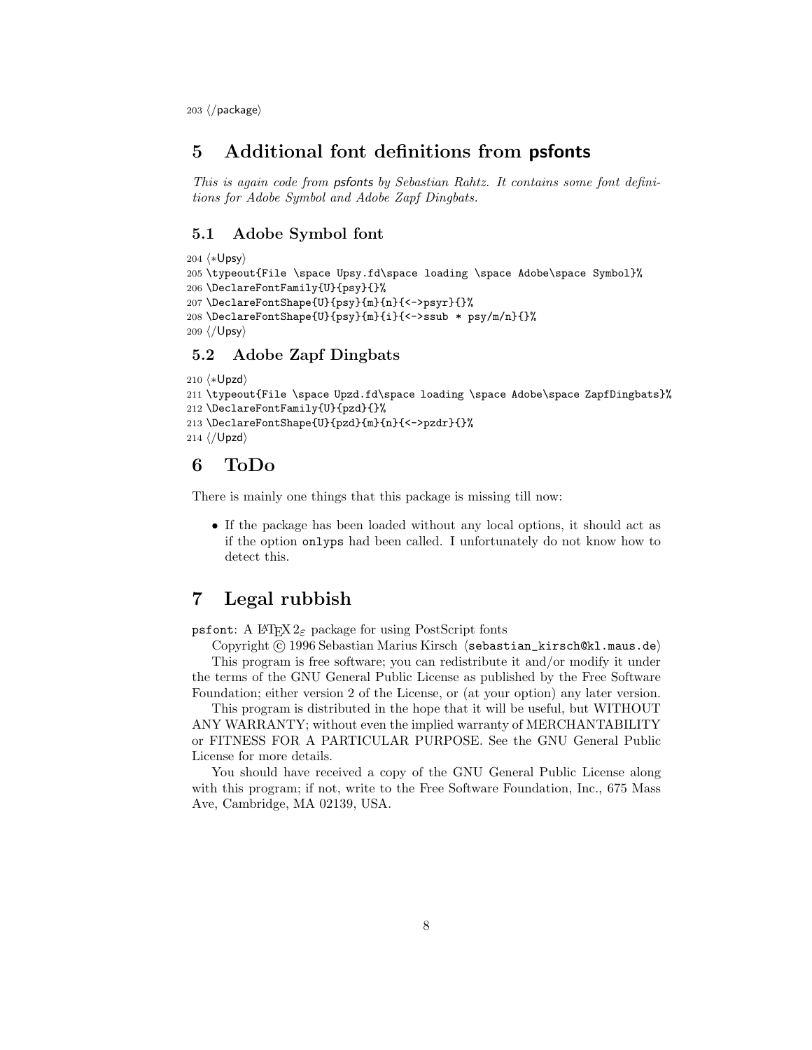```
203 ⟨/package⟩
```

## 5 Additional font definitions from psfonts

*This is again code from psfonts by Sebastian Rahtz. It contains some font definitions for Adobe Symbol and Adobe Zapf Dingbats.*

### 5.1 Adobe Symbol font

```
204 ⟨*Upsy⟩
205 \typeout{File \space Upsy.fd\space loading \space Adobe\space Symbol}%
206 \DeclareFontFamily{U}{psy}{}%
207 \DeclareFontShape{U}{psy}{m}{n}{<->psyr}{}%
208 \DeclareFontShape{U}{psy}{m}{i}{<->ssub * psy/m/n}{}%
209 ⟨/Upsy⟩
```

### 5.2 Adobe Zapf Dingbats

```
210 ⟨*Upzd⟩
211 \typeout{File \space Upzd.fd\space loading \space Adobe\space ZapfDingbats}%
212 \DeclareFontFamily{U}{pzd}{}%
213 \DeclareFontShape{U}{pzd}{m}{n}{<->pzdr}{}%
214 ⟨/Upzd⟩
```

## 6 ToDo

There is mainly one things that this package is missing till now:

- If the package has been loaded without any local options, it should act as if the option `onlyps` had been called. I unfortunately do not know how to detect this.

## 7 Legal rubbish

`psfont`: A LaTeX 2ε package for using PostScript fonts

Copyright © 1996 Sebastian Marius Kirsch ⟨`sebastian_kirsch@kl.maus.de`⟩

This program is free software; you can redistribute it and/or modify it under the terms of the GNU General Public License as published by the Free Software Foundation; either version 2 of the License, or (at your option) any later version.

This program is distributed in the hope that it will be useful, but WITHOUT ANY WARRANTY; without even the implied warranty of MERCHANTABILITY or FITNESS FOR A PARTICULAR PURPOSE. See the GNU General Public License for more details.

You should have received a copy of the GNU General Public License along with this program; if not, write to the Free Software Foundation, Inc., 675 Mass Ave, Cambridge, MA 02139, USA.